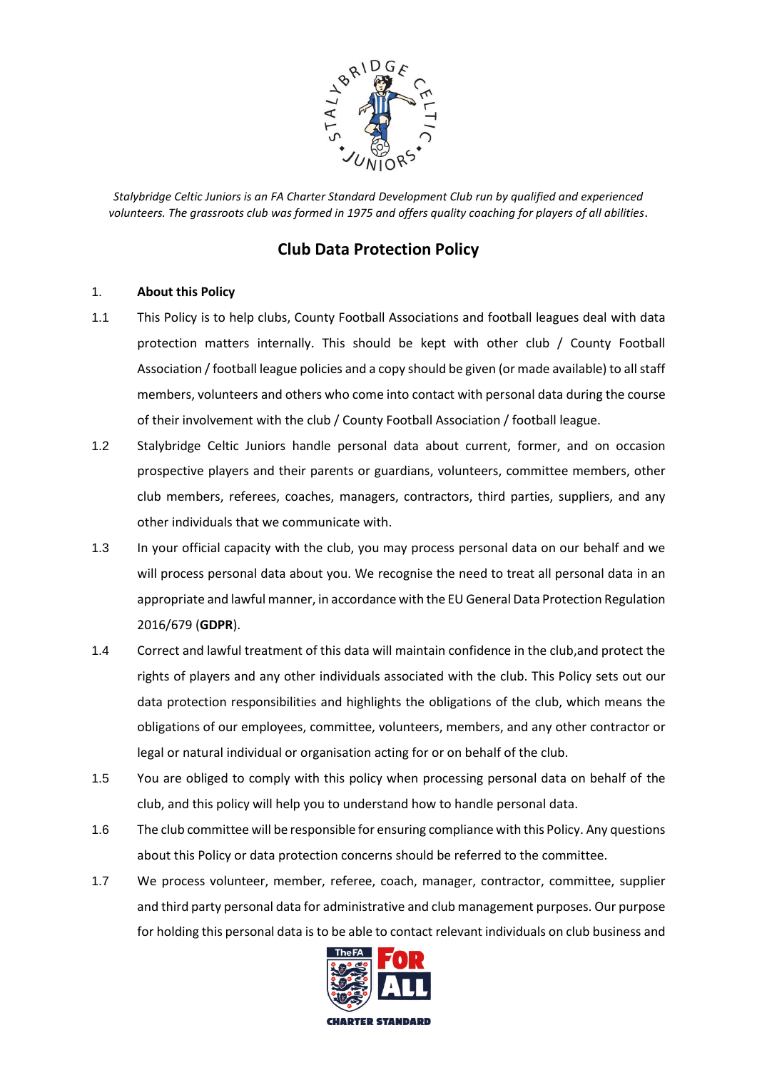*Stalybridge Celtic Juniors is an FA Charter Standard Development Club run by qualified and experienced volunteers. The grassroots club was formed in 1975 and offers quality coaching for players of all abilities*.

# Club Data Protection Policy

1. **About this Policy**

1.1 This Policy is to help clubs, County Football Associations and football leagues deal with data protection matters internally. This should be kept with other club / County Football Association / football league policies and a copy should be given (or made available) to all staff members, volunteers and others who come into contact with personal data during the course of their involvement with the club / County Football Association / football league.

1.2 Stalybridge Celtic Juniors handle personal data about current, former, and on occasion prospective players and their parents or guardians, volunteers, committee members, other club members, referees, coaches, managers, contractors, third parties, suppliers, and any other individuals that we communicate with.

1.3 In your official capacity with the club, you may process personal data on our behalf and we will process personal data about you. We recognise the need to treat all personal data in an appropriate and lawful manner, in accordance with the EU General Data Protection Regulation 2016/679 (**GDPR**).

1.4 Correct and lawful treatment of this data will maintain confidence in the club,and protect the rights of players and any other individuals associated with the club. This Policy sets out our data protection responsibilities and highlights the obligations of the club, which means the obligations of our employees, committee, volunteers, members, and any other contractor or legal or natural individual or organisation acting for or on behalf of the club.

1.5 You are obliged to comply with this policy when processing personal data on behalf of the club, and this policy will help you to understand how to handle personal data.

1.6 The club committee will be responsible for ensuring compliance with this Policy. Any questions about this Policy or data protection concerns should be referred to the committee.

1.7 We process volunteer, member, referee, coach, manager, contractor, committee, supplier and third party personal data for administrative and club management purposes. Our purpose for holding this personal data is to be able to contact relevant individuals on club business and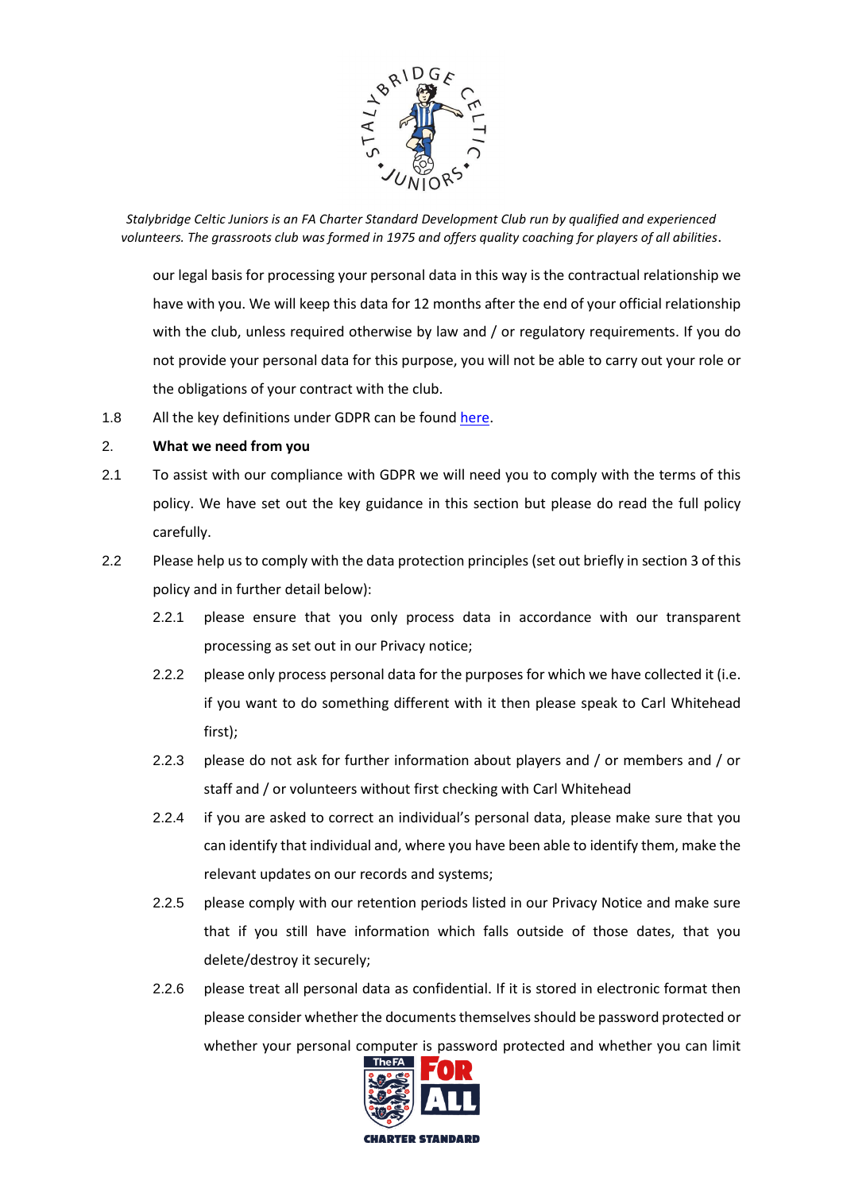our legal basis for processing your personal data in this way is the contractual relationship we have with you. We will keep this data for 12 months after the end of your official relationship with the club, unless required otherwise by law and / or regulatory requirements. If you do not provide your personal data for this purpose, you will not be able to carry out your role or the obligations of your contract with the club.

1.8 All the key definitions under GDPR can be found [here](#).

2. **What we need from you**

2.1 To assist with our compliance with GDPR we will need you to comply with the terms of this policy. We have set out the key guidance in this section but please do read the full policy carefully.

2.2 Please help us to comply with the data protection principles (set out briefly in section 3 of this policy and in further detail below):

2.2.1 please ensure that you only process data in accordance with our transparent processing as set out in our Privacy notice;

2.2.2 please only process personal data for the purposes for which we have collected it (i.e. if you want to do something different with it then please speak to Carl Whitehead first);

2.2.3 please do not ask for further information about players and / or members and / or staff and / or volunteers without first checking with Carl Whitehead

2.2.4 if you are asked to correct an individual's personal data, please make sure that you can identify that individual and, where you have been able to identify them, make the relevant updates on our records and systems;

2.2.5 please comply with our retention periods listed in our Privacy Notice and make sure that if you still have information which falls outside of those dates, that you delete/destroy it securely;

2.2.6 please treat all personal data as confidential. If it is stored in electronic format then please consider whether the documents themselves should be password protected or whether your personal computer is password protected and whether you can limit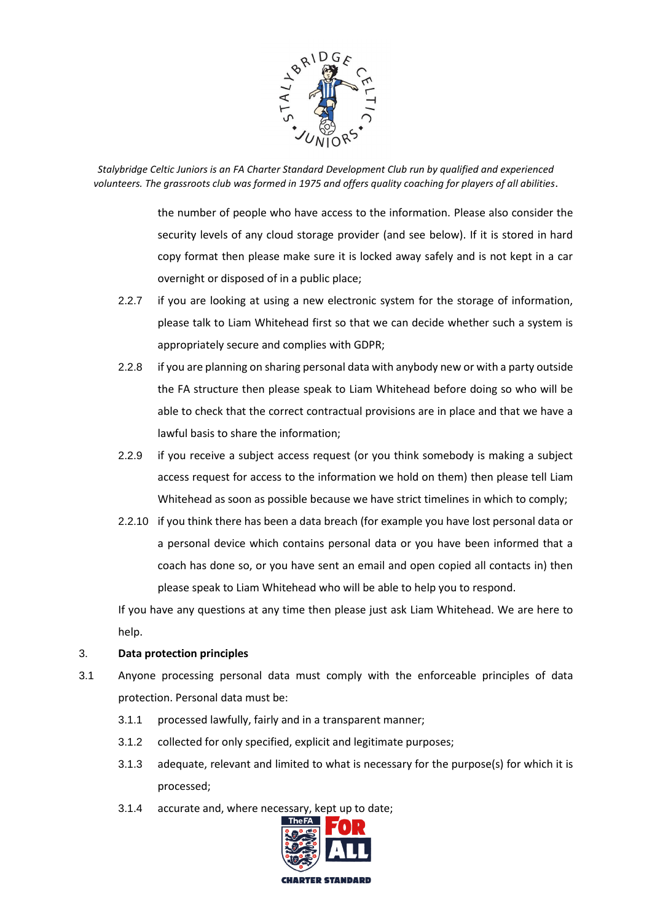the number of people who have access to the information. Please also consider the security levels of any cloud storage provider (and see below). If it is stored in hard copy format then please make sure it is locked away safely and is not kept in a car overnight or disposed of in a public place;

2.2.7 if you are looking at using a new electronic system for the storage of information, please talk to Liam Whitehead first so that we can decide whether such a system is appropriately secure and complies with GDPR;

2.2.8 if you are planning on sharing personal data with anybody new or with a party outside the FA structure then please speak to Liam Whitehead before doing so who will be able to check that the correct contractual provisions are in place and that we have a lawful basis to share the information;

2.2.9 if you receive a subject access request (or you think somebody is making a subject access request for access to the information we hold on them) then please tell Liam Whitehead as soon as possible because we have strict timelines in which to comply;

2.2.10 if you think there has been a data breach (for example you have lost personal data or a personal device which contains personal data or you have been informed that a coach has done so, or you have sent an email and open copied all contacts in) then please speak to Liam Whitehead who will be able to help you to respond.

If you have any questions at any time then please just ask Liam Whitehead. We are here to help.

3. **Data protection principles**

3.1 Anyone processing personal data must comply with the enforceable principles of data protection. Personal data must be:

3.1.1 processed lawfully, fairly and in a transparent manner;

3.1.2 collected for only specified, explicit and legitimate purposes;

3.1.3 adequate, relevant and limited to what is necessary for the purpose(s) for which it is processed;

3.1.4 accurate and, where necessary, kept up to date;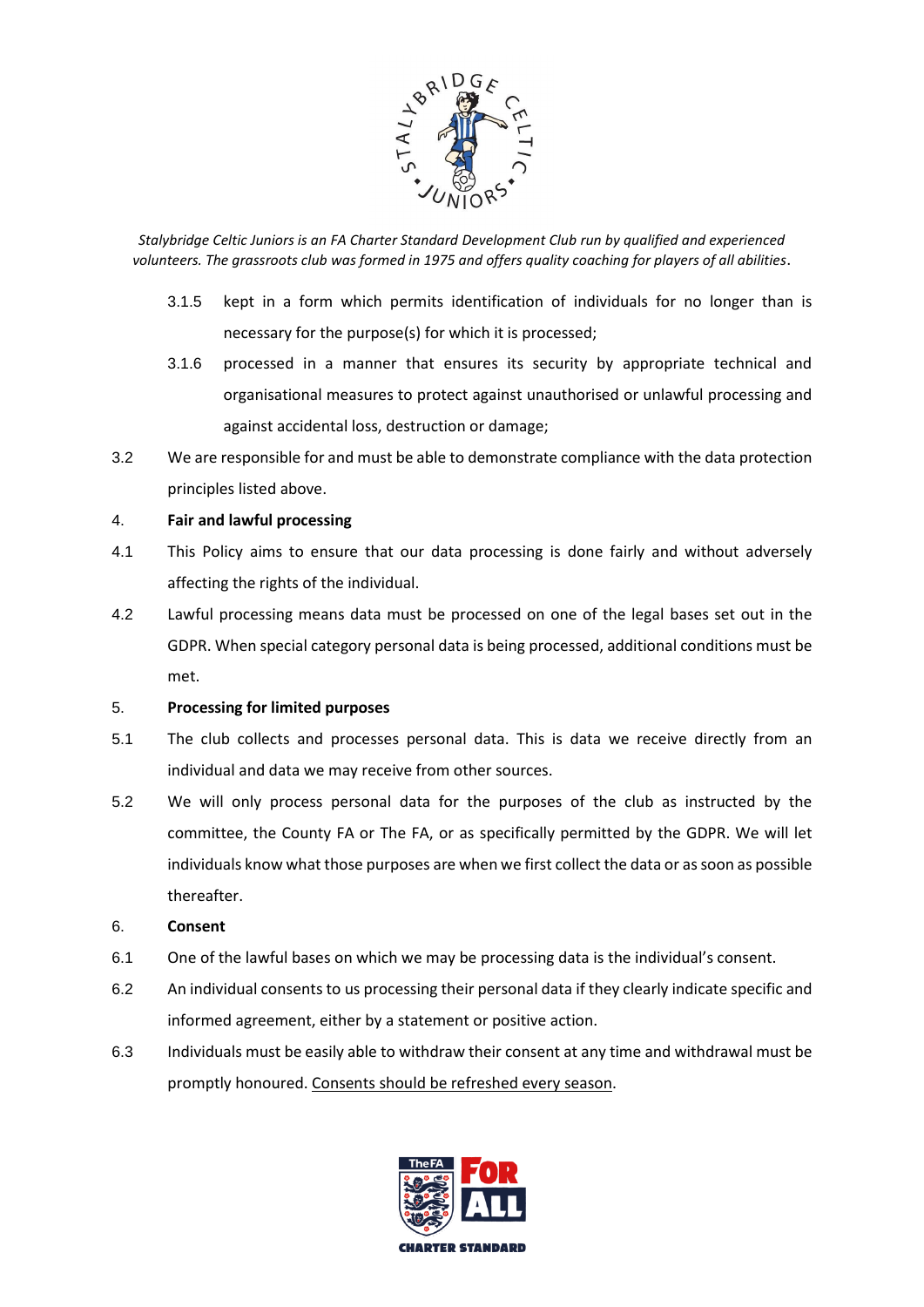*Stalybridge Celtic Juniors is an FA Charter Standard Development Club run by qualified and experienced volunteers. The grassroots club was formed in 1975 and offers quality coaching for players of all abilities.*

3.1.5 kept in a form which permits identification of individuals for no longer than is necessary for the purpose(s) for which it is processed;

3.1.6 processed in a manner that ensures its security by appropriate technical and organisational measures to protect against unauthorised or unlawful processing and against accidental loss, destruction or damage;

3.2 We are responsible for and must be able to demonstrate compliance with the data protection principles listed above.

4. **Fair and lawful processing**

4.1 This Policy aims to ensure that our data processing is done fairly and without adversely affecting the rights of the individual.

4.2 Lawful processing means data must be processed on one of the legal bases set out in the GDPR. When special category personal data is being processed, additional conditions must be met.

5. **Processing for limited purposes**

5.1 The club collects and processes personal data. This is data we receive directly from an individual and data we may receive from other sources.

5.2 We will only process personal data for the purposes of the club as instructed by the committee, the County FA or The FA, or as specifically permitted by the GDPR. We will let individuals know what those purposes are when we first collect the data or as soon as possible thereafter.

6. **Consent**

6.1 One of the lawful bases on which we may be processing data is the individual's consent.

6.2 An individual consents to us processing their personal data if they clearly indicate specific and informed agreement, either by a statement or positive action.

6.3 Individuals must be easily able to withdraw their consent at any time and withdrawal must be promptly honoured. <u>Consents should be refreshed every season</u>.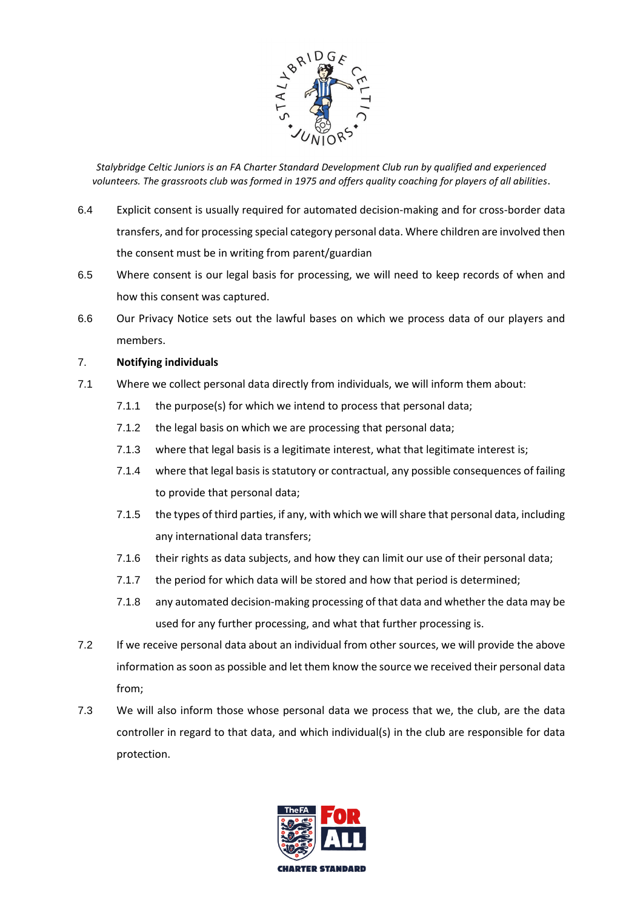*Stalybridge Celtic Juniors is an FA Charter Standard Development Club run by qualified and experienced volunteers. The grassroots club was formed in 1975 and offers quality coaching for players of all abilities.*

6.4 Explicit consent is usually required for automated decision-making and for cross-border data transfers, and for processing special category personal data. Where children are involved then the consent must be in writing from parent/guardian

6.5 Where consent is our legal basis for processing, we will need to keep records of when and how this consent was captured.

6.6 Our Privacy Notice sets out the lawful bases on which we process data of our players and members.

7. **Notifying individuals**

7.1 Where we collect personal data directly from individuals, we will inform them about:

- 7.1.1 the purpose(s) for which we intend to process that personal data;
- 7.1.2 the legal basis on which we are processing that personal data;
- 7.1.3 where that legal basis is a legitimate interest, what that legitimate interest is;
- 7.1.4 where that legal basis is statutory or contractual, any possible consequences of failing to provide that personal data;
- 7.1.5 the types of third parties, if any, with which we will share that personal data, including any international data transfers;
- 7.1.6 their rights as data subjects, and how they can limit our use of their personal data;
- 7.1.7 the period for which data will be stored and how that period is determined;
- 7.1.8 any automated decision-making processing of that data and whether the data may be used for any further processing, and what that further processing is.

7.2 If we receive personal data about an individual from other sources, we will provide the above information as soon as possible and let them know the source we received their personal data from;

7.3 We will also inform those whose personal data we process that we, the club, are the data controller in regard to that data, and which individual(s) in the club are responsible for data protection.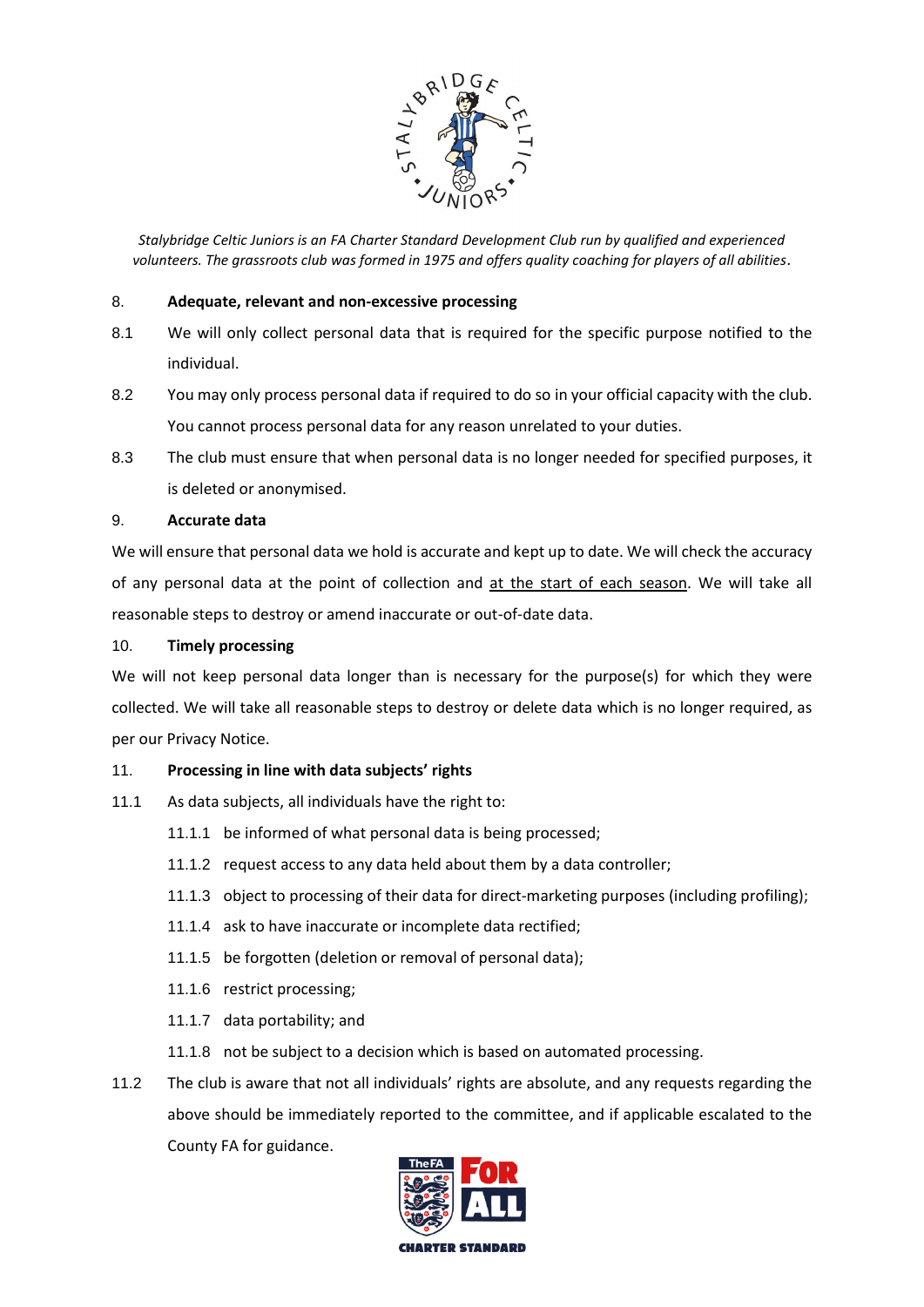*Stalybridge Celtic Juniors is an FA Charter Standard Development Club run by qualified and experienced volunteers. The grassroots club was formed in 1975 and offers quality coaching for players of all abilities.*

## 8. Adequate, relevant and non-excessive processing

8.1 We will only collect personal data that is required for the specific purpose notified to the individual.

8.2 You may only process personal data if required to do so in your official capacity with the club. You cannot process personal data for any reason unrelated to your duties.

8.3 The club must ensure that when personal data is no longer needed for specified purposes, it is deleted or anonymised.

## 9. Accurate data

We will ensure that personal data we hold is accurate and kept up to date. We will check the accuracy of any personal data at the point of collection and <u>at the start of each season</u>. We will take all reasonable steps to destroy or amend inaccurate or out-of-date data.

## 10. Timely processing

We will not keep personal data longer than is necessary for the purpose(s) for which they were collected. We will take all reasonable steps to destroy or delete data which is no longer required, as per our Privacy Notice.

## 11. Processing in line with data subjects' rights

11.1 As data subjects, all individuals have the right to:

- 11.1.1 be informed of what personal data is being processed;
- 11.1.2 request access to any data held about them by a data controller;
- 11.1.3 object to processing of their data for direct-marketing purposes (including profiling);
- 11.1.4 ask to have inaccurate or incomplete data rectified;
- 11.1.5 be forgotten (deletion or removal of personal data);
- 11.1.6 restrict processing;
- 11.1.7 data portability; and
- 11.1.8 not be subject to a decision which is based on automated processing.

11.2 The club is aware that not all individuals' rights are absolute, and any requests regarding the above should be immediately reported to the committee, and if applicable escalated to the County FA for guidance.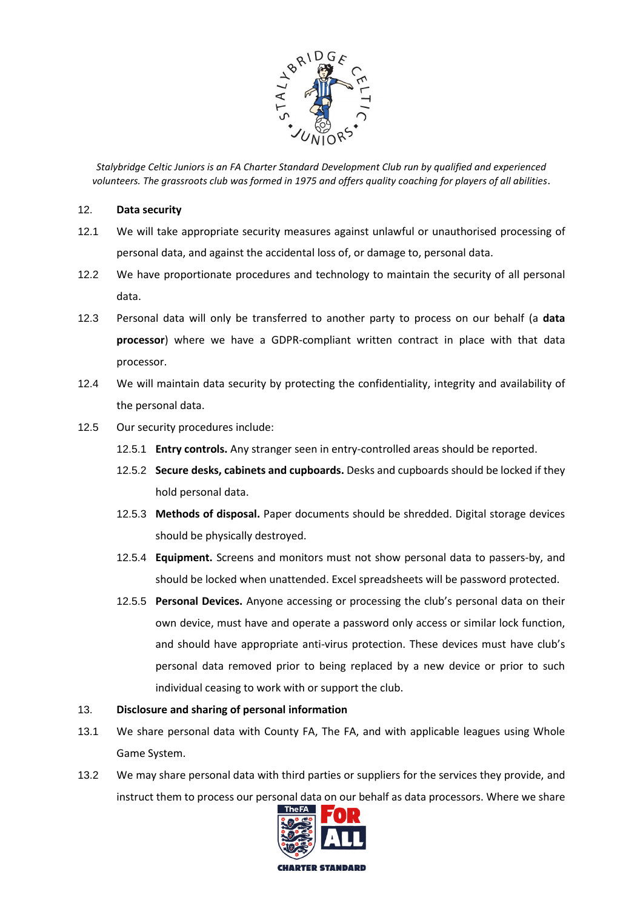*Stalybridge Celtic Juniors is an FA Charter Standard Development Club run by qualified and experienced volunteers. The grassroots club was formed in 1975 and offers quality coaching for players of all abilities.*

12. **Data security**

12.1 We will take appropriate security measures against unlawful or unauthorised processing of personal data, and against the accidental loss of, or damage to, personal data.

12.2 We have proportionate procedures and technology to maintain the security of all personal data.

12.3 Personal data will only be transferred to another party to process on our behalf (a **data processor**) where we have a GDPR-compliant written contract in place with that data processor.

12.4 We will maintain data security by protecting the confidentiality, integrity and availability of the personal data.

12.5 Our security procedures include:

12.5.1 **Entry controls.** Any stranger seen in entry-controlled areas should be reported.

12.5.2 **Secure desks, cabinets and cupboards.** Desks and cupboards should be locked if they hold personal data.

12.5.3 **Methods of disposal.** Paper documents should be shredded. Digital storage devices should be physically destroyed.

12.5.4 **Equipment.** Screens and monitors must not show personal data to passers-by, and should be locked when unattended. Excel spreadsheets will be password protected.

12.5.5 **Personal Devices.** Anyone accessing or processing the club's personal data on their own device, must have and operate a password only access or similar lock function, and should have appropriate anti-virus protection. These devices must have club's personal data removed prior to being replaced by a new device or prior to such individual ceasing to work with or support the club.

13. **Disclosure and sharing of personal information**

13.1 We share personal data with County FA, The FA, and with applicable leagues using Whole Game System.

13.2 We may share personal data with third parties or suppliers for the services they provide, and instruct them to process our personal data on our behalf as data processors. Where we share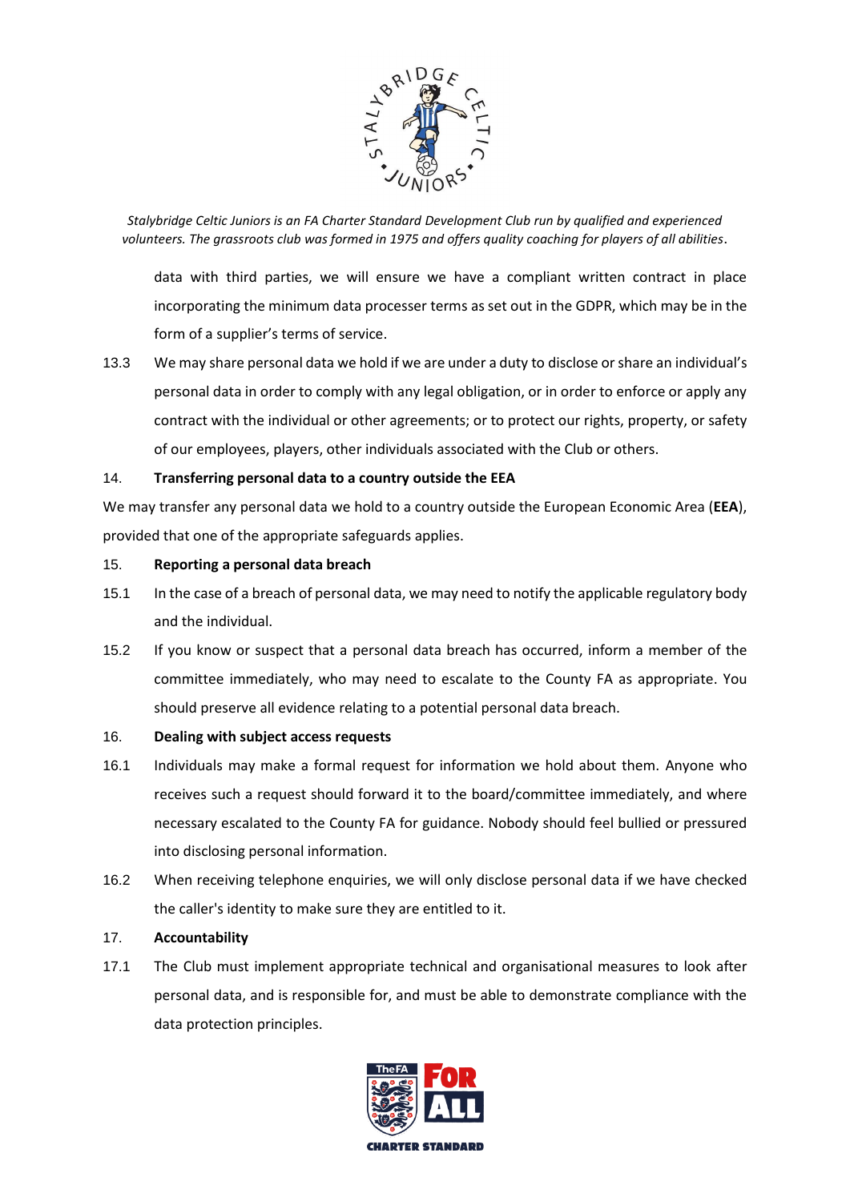data with third parties, we will ensure we have a compliant written contract in place incorporating the minimum data processer terms as set out in the GDPR, which may be in the form of a supplier's terms of service.

13.3 We may share personal data we hold if we are under a duty to disclose or share an individual's personal data in order to comply with any legal obligation, or in order to enforce or apply any contract with the individual or other agreements; or to protect our rights, property, or safety of our employees, players, other individuals associated with the Club or others.

14. **Transferring personal data to a country outside the EEA**

We may transfer any personal data we hold to a country outside the European Economic Area (**EEA**), provided that one of the appropriate safeguards applies.

15. **Reporting a personal data breach**

15.1 In the case of a breach of personal data, we may need to notify the applicable regulatory body and the individual.

15.2 If you know or suspect that a personal data breach has occurred, inform a member of the committee immediately, who may need to escalate to the County FA as appropriate. You should preserve all evidence relating to a potential personal data breach.

16. **Dealing with subject access requests**

16.1 Individuals may make a formal request for information we hold about them. Anyone who receives such a request should forward it to the board/committee immediately, and where necessary escalated to the County FA for guidance. Nobody should feel bullied or pressured into disclosing personal information.

16.2 When receiving telephone enquiries, we will only disclose personal data if we have checked the caller's identity to make sure they are entitled to it.

17. **Accountability**

17.1 The Club must implement appropriate technical and organisational measures to look after personal data, and is responsible for, and must be able to demonstrate compliance with the data protection principles.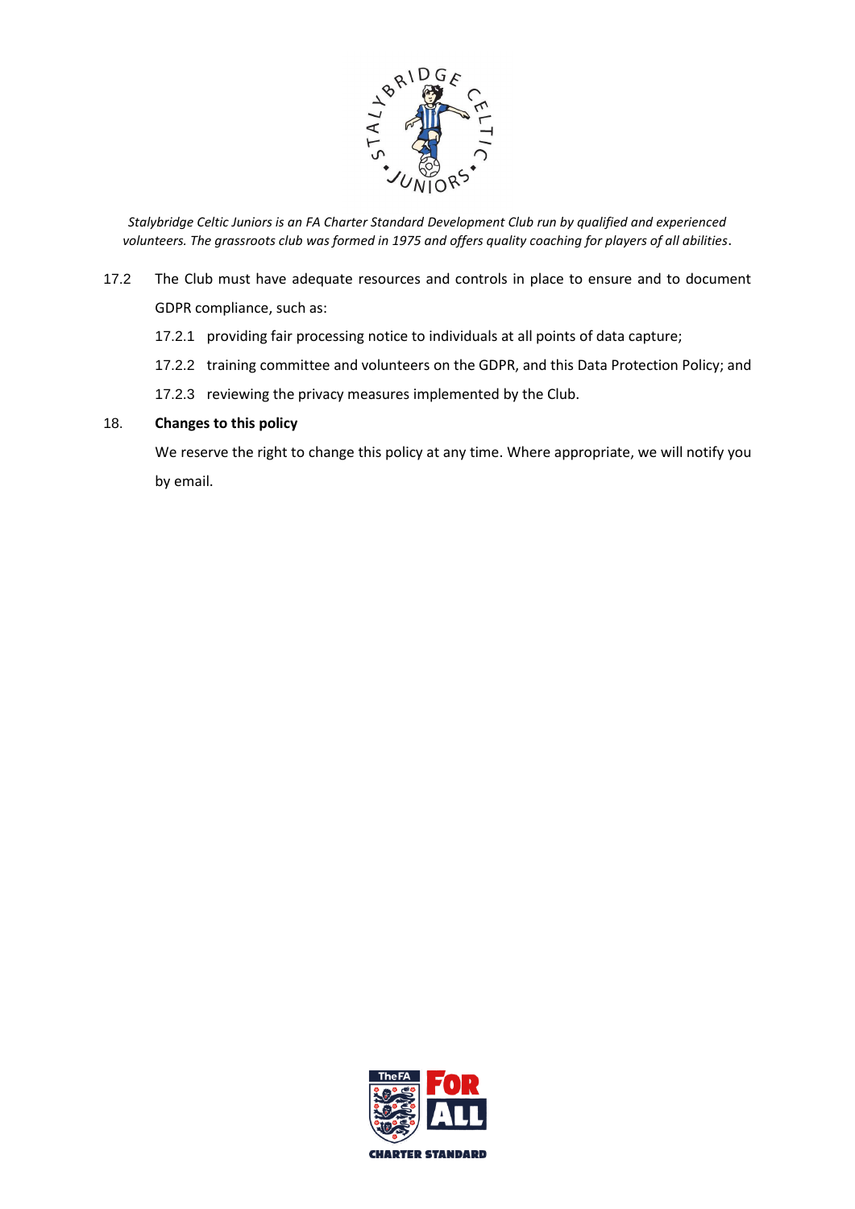*Stalybridge Celtic Juniors is an FA Charter Standard Development Club run by qualified and experienced volunteers. The grassroots club was formed in 1975 and offers quality coaching for players of all abilities*.

17.2 The Club must have adequate resources and controls in place to ensure and to document GDPR compliance, such as:

17.2.1 providing fair processing notice to individuals at all points of data capture;

17.2.2 training committee and volunteers on the GDPR, and this Data Protection Policy; and

17.2.3 reviewing the privacy measures implemented by the Club.

18. **Changes to this policy**

We reserve the right to change this policy at any time. Where appropriate, we will notify you by email.